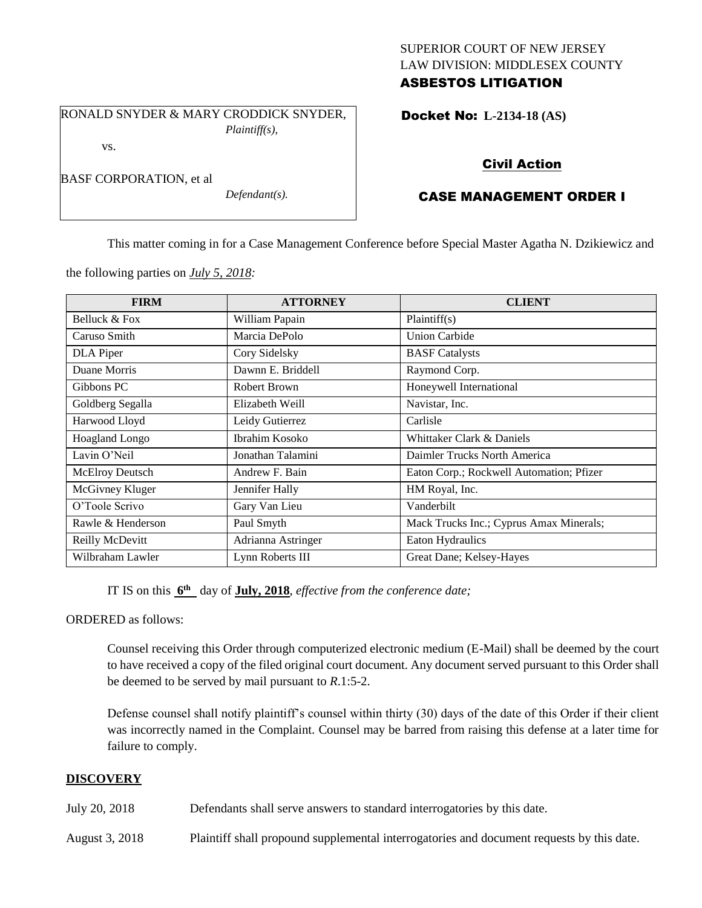SUPERIOR COURT OF NEW JERSEY
LAW DIVISION: MIDDLESEX COUNTY
**ASBESTOS LITIGATION**

RONALD SNYDER & MARY CRODDICK SNYDER,
*Plaintiff(s),*

vs.

BASF CORPORATION, et al
*Defendant(s).*

**Docket No: L-2134-18 (AS)**

**Civil Action**

**CASE MANAGEMENT ORDER I**

This matter coming in for a Case Management Conference before Special Master Agatha N. Dzikiewicz and the following parties on ***July 5, 2018:***

| FIRM | ATTORNEY | CLIENT |
|---|---|---|
| Belluck & Fox | William Papain | Plaintiff(s) |
| Caruso Smith | Marcia DePolo | Union Carbide |
| DLA Piper | Cory Sidelsky | BASF Catalysts |
| Duane Morris | Dawnn E. Briddell | Raymond Corp. |
| Gibbons PC | Robert Brown | Honeywell International |
| Goldberg Segalla | Elizabeth Weill | Navistar, Inc. |
| Harwood Lloyd | Leidy Gutierrez | Carlisle |
| Hoagland Longo | Ibrahim Kosoko | Whittaker Clark & Daniels |
| Lavin O'Neil | Jonathan Talamini | Daimler Trucks North America |
| McElroy Deutsch | Andrew F. Bain | Eaton Corp.; Rockwell Automation; Pfizer |
| McGivney Kluger | Jennifer Hally | HM Royal, Inc. |
| O'Toole Scrivo | Gary Van Lieu | Vanderbilt |
| Rawle & Henderson | Paul Smyth | Mack Trucks Inc.; Cyprus Amax Minerals; |
| Reilly McDevitt | Adrianna Astringer | Eaton Hydraulics |
| Wilbraham Lawler | Lynn Roberts III | Great Dane; Kelsey-Hayes |

IT IS on this **6th** day of **July, 2018**, *effective from the conference date;*

ORDERED as follows:

Counsel receiving this Order through computerized electronic medium (E-Mail) shall be deemed by the court to have received a copy of the filed original court document. Any document served pursuant to this Order shall be deemed to be served by mail pursuant to *R*.1:5-2.

Defense counsel shall notify plaintiff's counsel within thirty (30) days of the date of this Order if their client was incorrectly named in the Complaint. Counsel may be barred from raising this defense at a later time for failure to comply.

## DISCOVERY

July 20, 2018 — Defendants shall serve answers to standard interrogatories by this date.

August 3, 2018 — Plaintiff shall propound supplemental interrogatories and document requests by this date.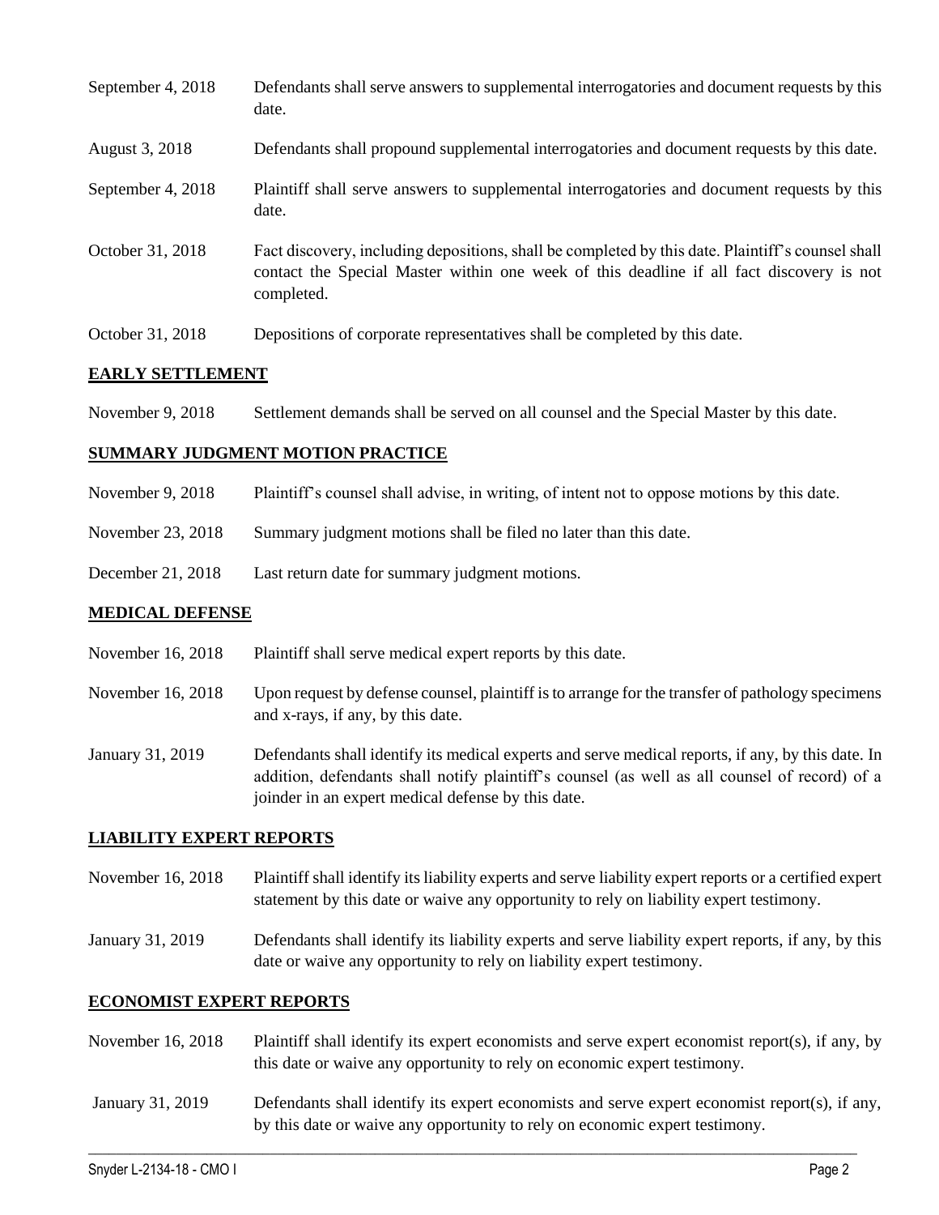| | |
|---|---|
| September 4, 2018 | Defendants shall serve answers to supplemental interrogatories and document requests by this date. |
| August 3, 2018 | Defendants shall propound supplemental interrogatories and document requests by this date. |
| September 4, 2018 | Plaintiff shall serve answers to supplemental interrogatories and document requests by this date. |
| October 31, 2018 | Fact discovery, including depositions, shall be completed by this date. Plaintiff's counsel shall contact the Special Master within one week of this deadline if all fact discovery is not completed. |
| October 31, 2018 | Depositions of corporate representatives shall be completed by this date. |

## EARLY SETTLEMENT

| | |
|---|---|
| November 9, 2018 | Settlement demands shall be served on all counsel and the Special Master by this date. |

## SUMMARY JUDGMENT MOTION PRACTICE

| | |
|---|---|
| November 9, 2018 | Plaintiff's counsel shall advise, in writing, of intent not to oppose motions by this date. |
| November 23, 2018 | Summary judgment motions shall be filed no later than this date. |
| December 21, 2018 | Last return date for summary judgment motions. |

## MEDICAL DEFENSE

| | |
|---|---|
| November 16, 2018 | Plaintiff shall serve medical expert reports by this date. |
| November 16, 2018 | Upon request by defense counsel, plaintiff is to arrange for the transfer of pathology specimens and x-rays, if any, by this date. |
| January 31, 2019 | Defendants shall identify its medical experts and serve medical reports, if any, by this date. In addition, defendants shall notify plaintiff's counsel (as well as all counsel of record) of a joinder in an expert medical defense by this date. |

## LIABILITY EXPERT REPORTS

| | |
|---|---|
| November 16, 2018 | Plaintiff shall identify its liability experts and serve liability expert reports or a certified expert statement by this date or waive any opportunity to rely on liability expert testimony. |
| January 31, 2019 | Defendants shall identify its liability experts and serve liability expert reports, if any, by this date or waive any opportunity to rely on liability expert testimony. |

## ECONOMIST EXPERT REPORTS

| | |
|---|---|
| November 16, 2018 | Plaintiff shall identify its expert economists and serve expert economist report(s), if any, by this date or waive any opportunity to rely on economic expert testimony. |
| January 31, 2019 | Defendants shall identify its expert economists and serve expert economist report(s), if any, by this date or waive any opportunity to rely on economic expert testimony. |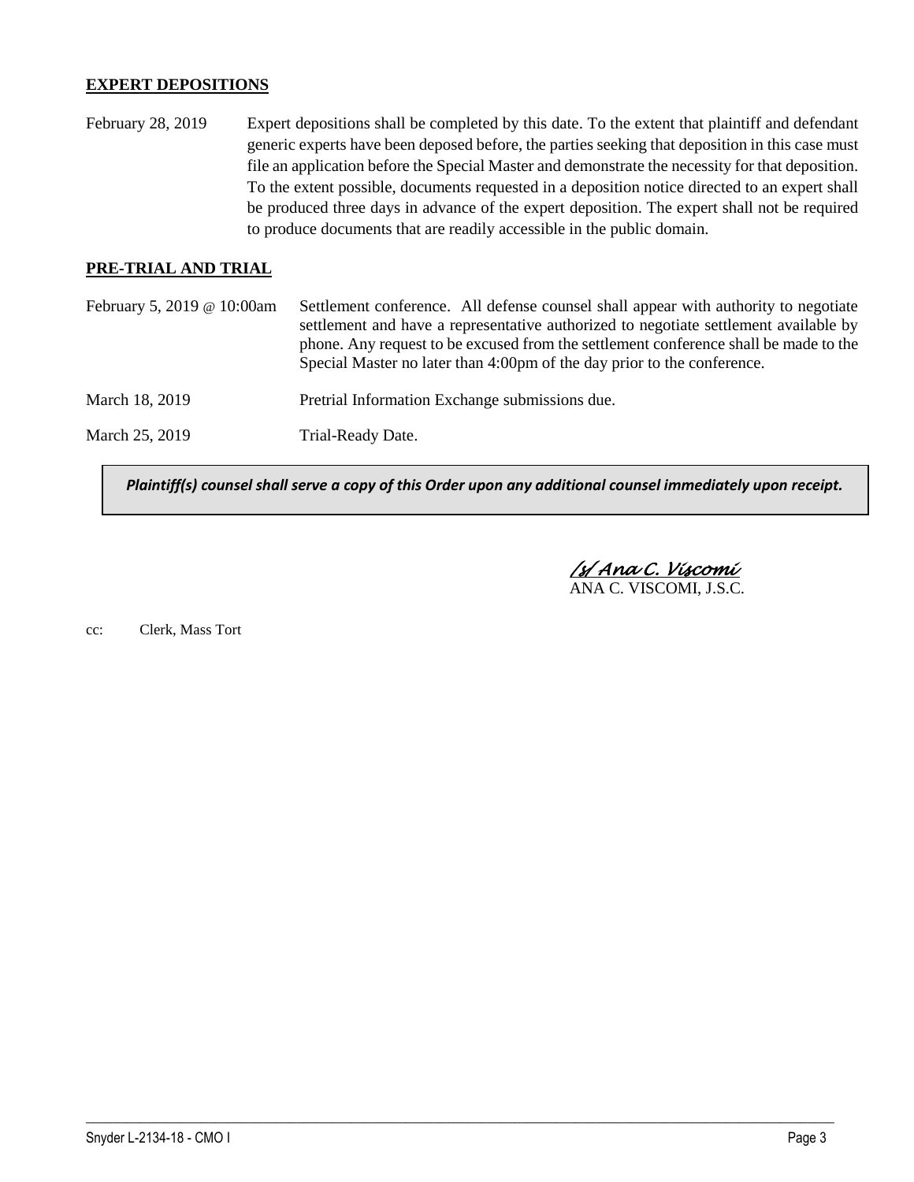**EXPERT DEPOSITIONS**

| | |
|---|---|
| February 28, 2019 | Expert depositions shall be completed by this date. To the extent that plaintiff and defendant generic experts have been deposed before, the parties seeking that deposition in this case must file an application before the Special Master and demonstrate the necessity for that deposition. To the extent possible, documents requested in a deposition notice directed to an expert shall be produced three days in advance of the expert deposition. The expert shall not be required to produce documents that are readily accessible in the public domain. |

**PRE-TRIAL AND TRIAL**

| | |
|---|---|
| February 5, 2019 @ 10:00am | Settlement conference. All defense counsel shall appear with authority to negotiate settlement and have a representative authorized to negotiate settlement available by phone. Any request to be excused from the settlement conference shall be made to the Special Master no later than 4:00pm of the day prior to the conference. |
| March 18, 2019 | Pretrial Information Exchange submissions due. |
| March 25, 2019 | Trial-Ready Date. |

***Plaintiff(s) counsel shall serve a copy of this Order upon any additional counsel immediately upon receipt.***

*/s/ Ana C. Viscomi*
ANA C. VISCOMI, J.S.C.

cc: Clerk, Mass Tort